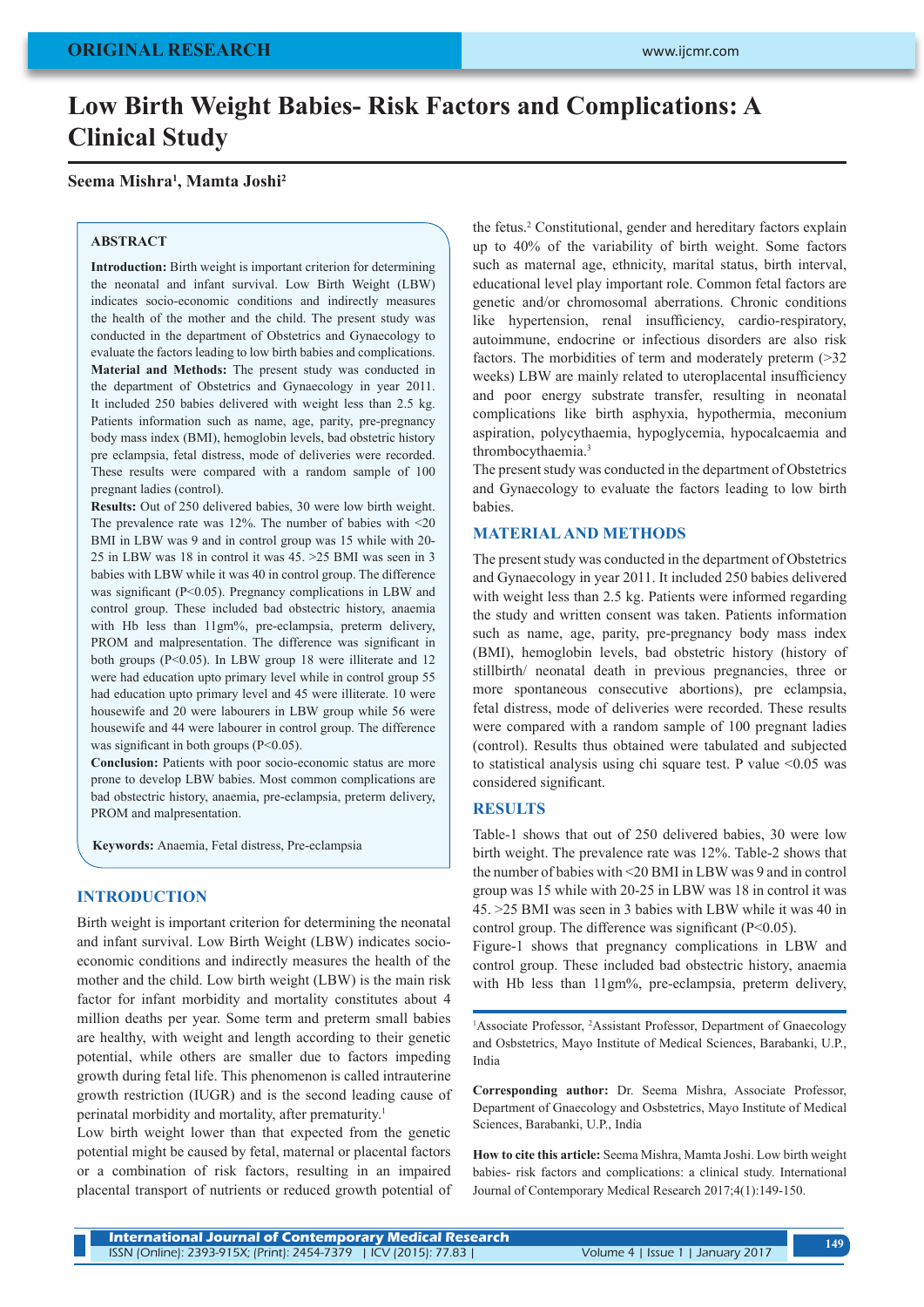ORIGINAL RESEARCH

# Low Birth Weight Babies- Risk Factors and Complications: A Clinical Study

**Seema Mishra[1], Mamta Joshi[2]**

## ABSTRACT

**Introduction:** Birth weight is important criterion for determining the neonatal and infant survival. Low Birth Weight (LBW) indicates socio-economic conditions and indirectly measures the health of the mother and the child. The present study was conducted in the department of Obstetrics and Gynaecology to evaluate the factors leading to low birth babies and complications.
**Material and Methods:** The present study was conducted in the department of Obstetrics and Gynaecology in year 2011. It included 250 babies delivered with weight less than 2.5 kg. Patients information such as name, age, parity, pre-pregnancy body mass index (BMI), hemoglobin levels, bad obstetric history pre eclampsia, fetal distress, mode of deliveries were recorded. These results were compared with a random sample of 100 pregnant ladies (control).
**Results:** Out of 250 delivered babies, 30 were low birth weight. The prevalence rate was 12%. The number of babies with <20 BMI in LBW was 9 and in control group was 15 while with 20-25 in LBW was 18 in control it was 45. >25 BMI was seen in 3 babies with LBW while it was 40 in control group. The difference was significant (P<0.05). Pregnancy complications in LBW and control group. These included bad obstectric history, anaemia with Hb less than 11gm%, pre-eclampsia, preterm delivery, PROM and malpresentation. The difference was significant in both groups (P<0.05). In LBW group 18 were illiterate and 12 were had education upto primary level while in control group 55 had education upto primary level and 45 were illiterate. 10 were housewife and 20 were labourers in LBW group while 56 were housewife and 44 were labourer in control group. The difference was significant in both groups (P<0.05).
**Conclusion:** Patients with poor socio-economic status are more prone to develop LBW babies. Most common complications are bad obstectric history, anaemia, pre-eclampsia, preterm delivery, PROM and malpresentation.

**Keywords:** Anaemia, Fetal distress, Pre-eclampsia

## INTRODUCTION

Birth weight is important criterion for determining the neonatal and infant survival. Low Birth Weight (LBW) indicates socio-economic conditions and indirectly measures the health of the mother and the child. Low birth weight (LBW) is the main risk factor for infant morbidity and mortality constitutes about 4 million deaths per year. Some term and preterm small babies are healthy, with weight and length according to their genetic potential, while others are smaller due to factors impeding growth during fetal life. This phenomenon is called intrauterine growth restriction (IUGR) and is the second leading cause of perinatal morbidity and mortality, after prematurity.[1]

Low birth weight lower than that expected from the genetic potential might be caused by fetal, maternal or placental factors or a combination of risk factors, resulting in an impaired placental transport of nutrients or reduced growth potential of the fetus.[2] Constitutional, gender and hereditary factors explain up to 40% of the variability of birth weight. Some factors such as maternal age, ethnicity, marital status, birth interval, educational level play important role. Common fetal factors are genetic and/or chromosomal aberrations. Chronic conditions like hypertension, renal insufficiency, cardio-respiratory, autoimmune, endocrine or infectious disorders are also risk factors. The morbidities of term and moderately preterm (>32 weeks) LBW are mainly related to uteroplacental insufficiency and poor energy substrate transfer, resulting in neonatal complications like birth asphyxia, hypothermia, meconium aspiration, polycythaemia, hypoglycemia, hypocalcaemia and thrombocythaemia.[3]

The present study was conducted in the department of Obstetrics and Gynaecology to evaluate the factors leading to low birth babies.

## MATERIAL AND METHODS

The present study was conducted in the department of Obstetrics and Gynaecology in year 2011. It included 250 babies delivered with weight less than 2.5 kg. Patients were informed regarding the study and written consent was taken. Patients information such as name, age, parity, pre-pregnancy body mass index (BMI), hemoglobin levels, bad obstetric history (history of stillbirth/ neonatal death in previous pregnancies, three or more spontaneous consecutive abortions), pre eclampsia, fetal distress, mode of deliveries were recorded. These results were compared with a random sample of 100 pregnant ladies (control). Results thus obtained were tabulated and subjected to statistical analysis using chi square test. P value <0.05 was considered significant.

## RESULTS

Table-1 shows that out of 250 delivered babies, 30 were low birth weight. The prevalence rate was 12%. Table-2 shows that the number of babies with <20 BMI in LBW was 9 and in control group was 15 while with 20-25 in LBW was 18 in control it was 45. >25 BMI was seen in 3 babies with LBW while it was 40 in control group. The difference was significant (P<0.05).

Figure-1 shows that pregnancy complications in LBW and control group. These included bad obstectric history, anaemia with Hb less than 11gm%, pre-eclampsia, preterm delivery,

[1]Associate Professor, [2]Assistant Professor, Department of Gnaecology and Osbstetrics, Mayo Institute of Medical Sciences, Barabanki, U.P., India

**Corresponding author:** Dr. Seema Mishra, Associate Professor, Department of Gnaecology and Osbstetrics, Mayo Institute of Medical Sciences, Barabanki, U.P., India

**How to cite this article:** Seema Mishra, Mamta Joshi. Low birth weight babies- risk factors and complications: a clinical study. International Journal of Contemporary Medical Research 2017;4(1):149-150.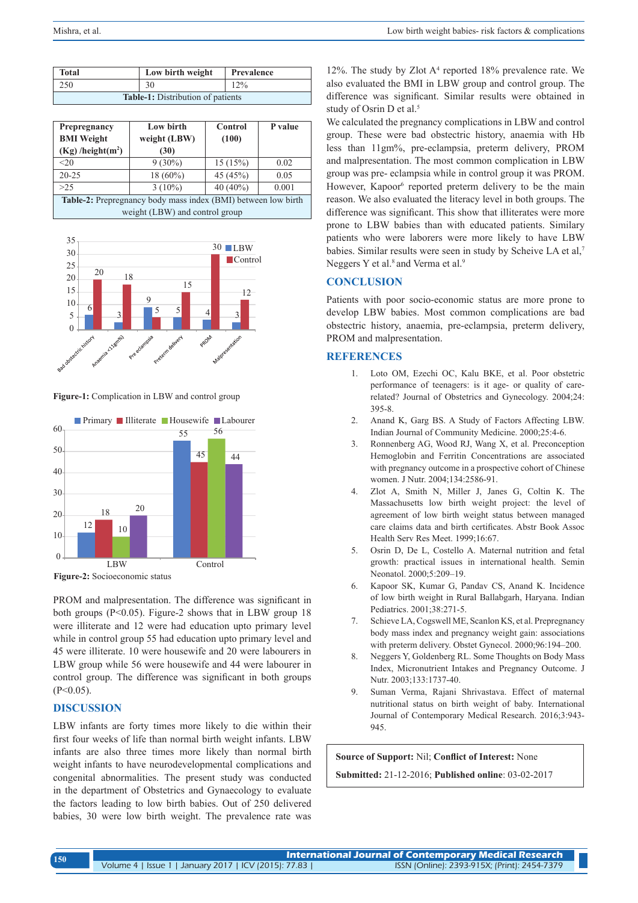| Total | Low birth weight | Prevalence |
|---|---|---|
| 250 | 30 | 12% |

Table-1: Distribution of patients

| Prepregnancy BMI Weight (Kg) /height($m^2$) | Low birth weight (LBW) (30) | Control (100) | P value |
|---|---|---|---|
| <20 | 9 (30%) | 15 (15%) | 0.02 |
| 20-25 | 18 (60%) | 45 (45%) | 0.05 |
| >25 | 3 (10%) | 40 (40%) | 0.001 |

**Table-2:** Prepregnancy body mass index (BMI) between low birth weight (LBW) and control group

35
30
25
20
15
10
5
0
LBW
Control
20
18
9
15
30
12
6
3
5
5
4
3
Bad obstectric history
Anaemia <11gm%
Pre eclampsia
Preterm delivery
PROM
Malpresentation

**Figure-1:** Complication in LBW and control group

Primary
Illiterate
Housewife
Labourer
60
50
40
30
20
10
0
12
18
10
20
55
45
56
44
LBW
Control

**Figure-2:** Socioeconomic status

PROM and malpresentation. The difference was significant in both groups (P<0.05). Figure-2 shows that in LBW group 18 were illiterate and 12 were had education upto primary level while in control group 55 had education upto primary level and 45 were illiterate. 10 were housewife and 20 were labourers in LBW group while 56 were housewife and 44 were labourer in control group. The difference was significant in both groups (P<0.05).

## DISCUSSION

LBW infants are forty times more likely to die within their first four weeks of life than normal birth weight infants. LBW infants are also three times more likely than normal birth weight infants to have neurodevelopmental complications and congenital abnormalities. The present study was conducted in the department of Obstetrics and Gynaecology to evaluate the factors leading to low birth babies. Out of 250 delivered babies, 30 were low birth weight. The prevalence rate was 12%. The study by Zlot A[4] reported 18% prevalence rate. We also evaluated the BMI in LBW group and control group. The difference was significant. Similar results were obtained in study of Osrin D et al.[5]

We calculated the pregnancy complications in LBW and control group. These were bad obstectric history, anaemia with Hb less than 11gm%, pre-eclampsia, preterm delivery, PROM and malpresentation. The most common complication in LBW group was pre- eclampsia while in control group it was PROM. However, Kapoor[6] reported preterm delivery to be the main reason. We also evaluated the literacy level in both groups. The difference was significant. This show that illiterates were more prone to LBW babies than with educated patients. Similary patients who were laborers were more likely to have LBW babies. Similar results were seen in study by Scheive LA et al,[7] Neggers Y et al.[8] and Verma et al.[9]

## CONCLUSION

Patients with poor socio-economic status are more prone to develop LBW babies. Most common complications are bad obstectric history, anaemia, pre-eclampsia, preterm delivery, PROM and malpresentation.

## REFERENCES

1. Loto OM, Ezechi OC, Kalu BKE, et al. Poor obstetric performance of teenagers: is it age- or quality of care-related? Journal of Obstetrics and Gynecology. 2004;24: 395-8.
2. Anand K, Garg BS. A Study of Factors Affecting LBW. Indian Journal of Community Medicine. 2000;25:4-6.
3. Ronnenberg AG, Wood RJ, Wang X, et al. Preconception Hemoglobin and Ferritin Concentrations are associated with pregnancy outcome in a prospective cohort of Chinese women. J Nutr. 2004;134:2586-91.
4. Zlot A, Smith N, Miller J, Janes G, Coltin K. The Massachusetts low birth weight project: the level of agreement of low birth weight status between managed care claims data and birth certificates. Abstr Book Assoc Health Serv Res Meet. 1999;16:67.
5. Osrin D, De L, Costello A. Maternal nutrition and fetal growth: practical issues in international health. Semin Neonatol. 2000;5:209–19.
6. Kapoor SK, Kumar G, Pandav CS, Anand K. Incidence of low birth weight in Rural Ballabgarh, Haryana. Indian Pediatrics. 2001;38:271-5.
7. Schieve LA, Cogswell ME, Scanlon KS, et al. Prepregnancy body mass index and pregnancy weight gain: associations with preterm delivery. Obstet Gynecol. 2000;96:194–200.
8. Neggers Y, Goldenberg RL. Some Thoughts on Body Mass Index, Micronutrient Intakes and Pregnancy Outcome. J Nutr. 2003;133:1737-40.
9. Suman Verma, Rajani Shrivastava. Effect of maternal nutritional status on birth weight of baby. International Journal of Contemporary Medical Research. 2016;3:943-945.

**Source of Support:** Nil; **Conflict of Interest:** None

**Submitted:** 21-12-2016; **Published online**: 03-02-2017